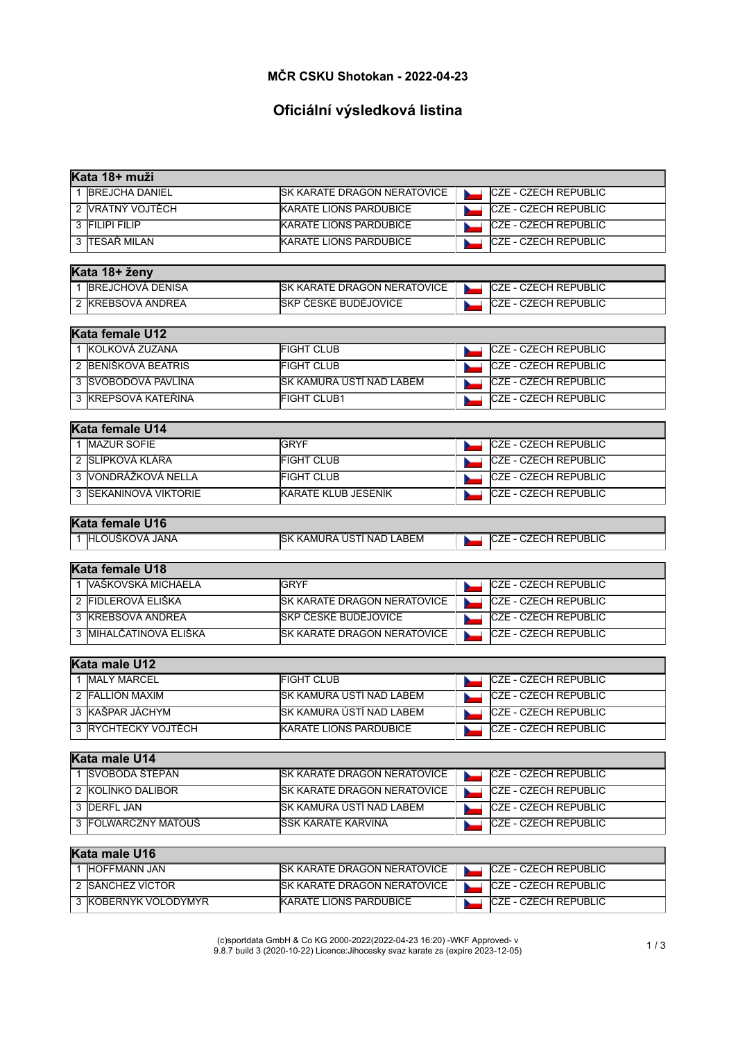**MČR CSKU Shotokan - 2022-04-23**

## Oficiální výsledková listina

| Kata 18+ muži | | | |
|---|---|---|---|
| 1 | BREJCHA DANIEL | SK KARATE DRAGON NERATOVICE | CZE - CZECH REPUBLIC |
| 2 | VRÁTNÝ VOJTĚCH | KARATE LIONS PARDUBICE | CZE - CZECH REPUBLIC |
| 3 | FILIPI FILIP | KARATE LIONS PARDUBICE | CZE - CZECH REPUBLIC |
| 3 | TESAŘ MILAN | KARATE LIONS PARDUBICE | CZE - CZECH REPUBLIC |

| Kata 18+ ženy | | | |
|---|---|---|---|
| 1 | BREJCHOVÁ DENISA | SK KARATE DRAGON NERATOVICE | CZE - CZECH REPUBLIC |
| 2 | KREBSOVÁ ANDREA | SKP ČESKÉ BUDĚJOVICE | CZE - CZECH REPUBLIC |

| Kata female U12 | | | |
|---|---|---|---|
| 1 | KOLKOVÁ ZUZANA | FIGHT CLUB | CZE - CZECH REPUBLIC |
| 2 | BENÍŠKOVÁ BEATRIS | FIGHT CLUB | CZE - CZECH REPUBLIC |
| 3 | SVOBODOVÁ PAVLÍNA | SK KAMURA ÚSTÍ NAD LABEM | CZE - CZECH REPUBLIC |
| 3 | KREPSOVÁ KATEŘINA | FIGHT CLUB1 | CZE - CZECH REPUBLIC |

| Kata female U14 | | | |
|---|---|---|---|
| 1 | MAZUR SOFIE | GRYF | CZE - CZECH REPUBLIC |
| 2 | SLÍPKOVÁ KLÁRA | FIGHT CLUB | CZE - CZECH REPUBLIC |
| 3 | VONDRÁŽKOVÁ NELLA | FIGHT CLUB | CZE - CZECH REPUBLIC |
| 3 | SEKANINOVÁ VIKTORIE | KARATE KLUB JESENÍK | CZE - CZECH REPUBLIC |

| Kata female U16 | | | |
|---|---|---|---|
| 1 | HLOUŠKOVÁ JANA | SK KAMURA ÚSTÍ NAD LABEM | CZE - CZECH REPUBLIC |

| Kata female U18 | | | |
|---|---|---|---|
| 1 | VAŠKOVSKÁ MICHAELA | GRYF | CZE - CZECH REPUBLIC |
| 2 | FIDLEROVÁ ELIŠKA | SK KARATE DRAGON NERATOVICE | CZE - CZECH REPUBLIC |
| 3 | KREBSOVÁ ANDREA | SKP ČESKÉ BUDĚJOVICE | CZE - CZECH REPUBLIC |
| 3 | MIHALČATINOVÁ ELIŠKA | SK KARATE DRAGON NERATOVICE | CZE - CZECH REPUBLIC |

| Kata male U12 | | | |
|---|---|---|---|
| 1 | MALÝ MARCEL | FIGHT CLUB | CZE - CZECH REPUBLIC |
| 2 | FALLION MAXIM | SK KAMURA ÚSTÍ NAD LABEM | CZE - CZECH REPUBLIC |
| 3 | KAŠPAR JÁCHYM | SK KAMURA ÚSTÍ NAD LABEM | CZE - CZECH REPUBLIC |
| 3 | RYCHTECKÝ VOJTĚCH | KARATE LIONS PARDUBICE | CZE - CZECH REPUBLIC |

| Kata male U14 | | | |
|---|---|---|---|
| 1 | SVOBODA ŠTĚPÁN | SK KARATE DRAGON NERATOVICE | CZE - CZECH REPUBLIC |
| 2 | KOLÍNKO DALIBOR | SK KARATE DRAGON NERATOVICE | CZE - CZECH REPUBLIC |
| 3 | DERFL JAN | SK KAMURA ÚSTÍ NAD LABEM | CZE - CZECH REPUBLIC |
| 3 | FOLWARCZNÝ MATOUŠ | ŠSK KARATE KARVINÁ | CZE - CZECH REPUBLIC |

| Kata male U16 | | | |
|---|---|---|---|
| 1 | HOFFMANN JAN | SK KARATE DRAGON NERATOVICE | CZE - CZECH REPUBLIC |
| 2 | SÁNCHEZ VÍCTOR | SK KARATE DRAGON NERATOVICE | CZE - CZECH REPUBLIC |
| 3 | KOBERNYK VOLODYMYR | KARATE LIONS PARDUBICE | CZE - CZECH REPUBLIC |

(c)sportdata GmbH & Co KG 2000-2022(2022-04-23 16:20) -WKF Approved- v 9.8.7 build 3 (2020-10-22) Licence:Jihocesky svaz karate zs (expire 2023-12-05)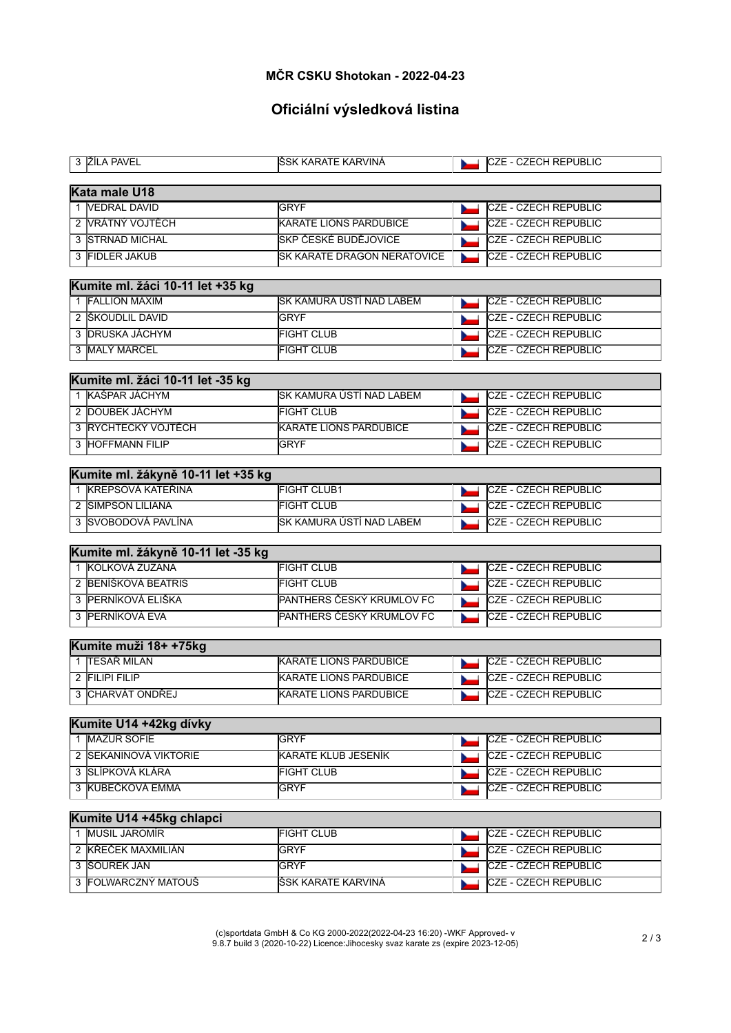## MČR CSKU Shotokan - 2022-04-23

## Oficiální výsledková listina

| | | | |
|---|---|---|---|
| 3 | ŽÍLA PAVEL | ŠSK KARATE KARVINÁ | CZE - CZECH REPUBLIC |

**Kata male U18**

| | | | |
|---|---|---|---|
| 1 | VEDRAL DAVID | GRYF | CZE - CZECH REPUBLIC |
| 2 | VRÁTNÝ VOJTĚCH | KARATE LIONS PARDUBICE | CZE - CZECH REPUBLIC |
| 3 | STRNAD MICHAL | SKP ČESKÉ BUDĚJOVICE | CZE - CZECH REPUBLIC |
| 3 | FIDLER JAKUB | SK KARATE DRAGON NERATOVICE | CZE - CZECH REPUBLIC |

**Kumite ml. žáci 10-11 let +35 kg**

| | | | |
|---|---|---|---|
| 1 | FALLION MAXIM | SK KAMURA ÚSTÍ NAD LABEM | CZE - CZECH REPUBLIC |
| 2 | ŠKOUDLIL DAVID | GRYF | CZE - CZECH REPUBLIC |
| 3 | DRUSKA JÁCHYM | FIGHT CLUB | CZE - CZECH REPUBLIC |
| 3 | MALÝ MARCEL | FIGHT CLUB | CZE - CZECH REPUBLIC |

**Kumite ml. žáci 10-11 let -35 kg**

| | | | |
|---|---|---|---|
| 1 | KAŠPAR JÁCHYM | SK KAMURA ÚSTÍ NAD LABEM | CZE - CZECH REPUBLIC |
| 2 | DOUBEK JÁCHYM | FIGHT CLUB | CZE - CZECH REPUBLIC |
| 3 | RYCHTECKÝ VOJTĚCH | KARATE LIONS PARDUBICE | CZE - CZECH REPUBLIC |
| 3 | HOFFMANN FILIP | GRYF | CZE - CZECH REPUBLIC |

**Kumite ml. žákyně 10-11 let +35 kg**

| | | | |
|---|---|---|---|
| 1 | KREPSOVÁ KATEŘINA | FIGHT CLUB1 | CZE - CZECH REPUBLIC |
| 2 | SIMPSON LILIANA | FIGHT CLUB | CZE - CZECH REPUBLIC |
| 3 | SVOBODOVÁ PAVLÍNA | SK KAMURA ÚSTÍ NAD LABEM | CZE - CZECH REPUBLIC |

**Kumite ml. žákyně 10-11 let -35 kg**

| | | | |
|---|---|---|---|
| 1 | KOLKOVÁ ZUZANA | FIGHT CLUB | CZE - CZECH REPUBLIC |
| 2 | BENÍŠKOVÁ BEATRIS | FIGHT CLUB | CZE - CZECH REPUBLIC |
| 3 | PERNÍKOVÁ ELIŠKA | PANTHERS ČESKÝ KRUMLOV FC | CZE - CZECH REPUBLIC |
| 3 | PERNÍKOVÁ EVA | PANTHERS ČESKÝ KRUMLOV FC | CZE - CZECH REPUBLIC |

**Kumite muži 18+ +75kg**

| | | | |
|---|---|---|---|
| 1 | TESAŘ MILAN | KARATE LIONS PARDUBICE | CZE - CZECH REPUBLIC |
| 2 | FILIPI FILIP | KARATE LIONS PARDUBICE | CZE - CZECH REPUBLIC |
| 3 | CHARVÁT ONDŘEJ | KARATE LIONS PARDUBICE | CZE - CZECH REPUBLIC |

**Kumite U14 +42kg dívky**

| | | | |
|---|---|---|---|
| 1 | MAZUR SOFIE | GRYF | CZE - CZECH REPUBLIC |
| 2 | SEKANINOVÁ VIKTORIE | KARATE KLUB JESENÍK | CZE - CZECH REPUBLIC |
| 3 | SLÍPKOVÁ KLÁRA | FIGHT CLUB | CZE - CZECH REPUBLIC |
| 3 | KUBEČKOVÁ EMMA | GRYF | CZE - CZECH REPUBLIC |

**Kumite U14 +45kg chlapci**

| | | | |
|---|---|---|---|
| 1 | MUSIL JAROMÍR | FIGHT CLUB | CZE - CZECH REPUBLIC |
| 2 | KŘEČEK MAXMILIÁN | GRYF | CZE - CZECH REPUBLIC |
| 3 | ŠOUREK JAN | GRYF | CZE - CZECH REPUBLIC |
| 3 | FOLWARCZNÝ MATOUŠ | ŠSK KARATE KARVINÁ | CZE - CZECH REPUBLIC |

(c)sportdata GmbH & Co KG 2000-2022(2022-04-23 16:20) -WKF Approved- v 9.8.7 build 3 (2020-10-22) Licence:Jihocesky svaz karate zs (expire 2023-12-05)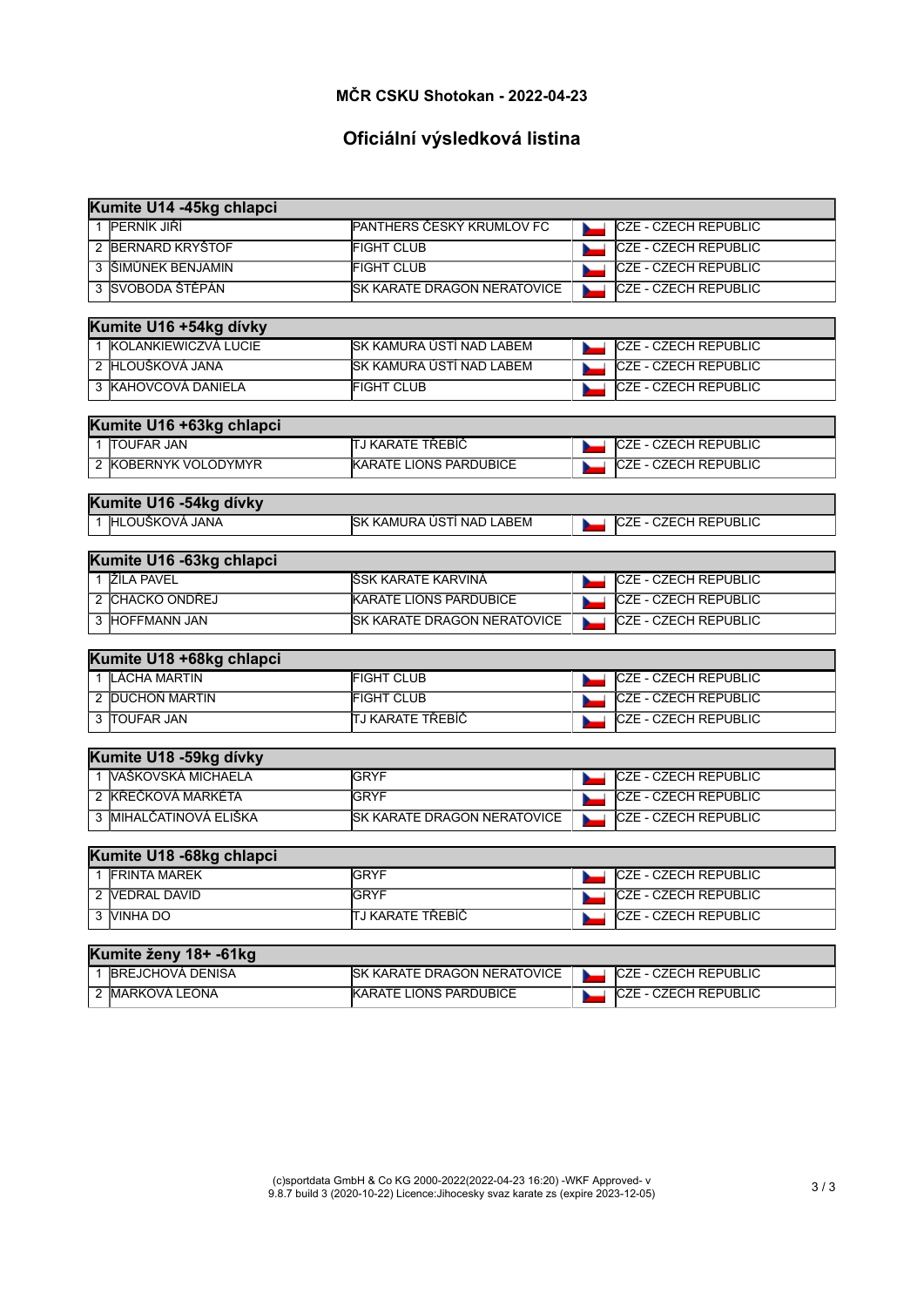## MČR CSKU Shotokan - 2022-04-23

# Oficiální výsledková listina

| Kumite U14 -45kg chlapci | | | |
|---|---|---|---|
| 1 | PERNÍK JIŘÍ | PANTHERS ČESKÝ KRUMLOV FC | CZE - CZECH REPUBLIC |
| 2 | BERNARD KRYŠTOF | FIGHT CLUB | CZE - CZECH REPUBLIC |
| 3 | ŠIMŮNEK BENJAMIN | FIGHT CLUB | CZE - CZECH REPUBLIC |
| 3 | SVOBODA ŠTĚPÁN | SK KARATE DRAGON NERATOVICE | CZE - CZECH REPUBLIC |

| Kumite U16 +54kg dívky | | | |
|---|---|---|---|
| 1 | KOLANKIEWICZVÁ LUCIE | SK KAMURA ÚSTÍ NAD LABEM | CZE - CZECH REPUBLIC |
| 2 | HLOUŠKOVÁ JANA | SK KAMURA ÚSTÍ NAD LABEM | CZE - CZECH REPUBLIC |
| 3 | KAHOVCOVÁ DANIELA | FIGHT CLUB | CZE - CZECH REPUBLIC |

| Kumite U16 +63kg chlapci | | | |
|---|---|---|---|
| 1 | TOUFAR JAN | TJ KARATE TŘEBÍČ | CZE - CZECH REPUBLIC |
| 2 | KOBERNYK VOLODYMYR | KARATE LIONS PARDUBICE | CZE - CZECH REPUBLIC |

| Kumite U16 -54kg dívky | | | |
|---|---|---|---|
| 1 | HLOUŠKOVÁ JANA | SK KAMURA ÚSTÍ NAD LABEM | CZE - CZECH REPUBLIC |

| Kumite U16 -63kg chlapci | | | |
|---|---|---|---|
| 1 | ŽÍLA PAVEL | ŠSK KARATE KARVINÁ | CZE - CZECH REPUBLIC |
| 2 | CHACKO ONDŘEJ | KARATE LIONS PARDUBICE | CZE - CZECH REPUBLIC |
| 3 | HOFFMANN JAN | SK KARATE DRAGON NERATOVICE | CZE - CZECH REPUBLIC |

| Kumite U18 +68kg chlapci | | | |
|---|---|---|---|
| 1 | LÁCHA MARTIN | FIGHT CLUB | CZE - CZECH REPUBLIC |
| 2 | DUCHOŇ MARTIN | FIGHT CLUB | CZE - CZECH REPUBLIC |
| 3 | TOUFAR JAN | TJ KARATE TŘEBÍČ | CZE - CZECH REPUBLIC |

| Kumite U18 -59kg dívky | | | |
|---|---|---|---|
| 1 | VAŠKOVSKÁ MICHAELA | GRYF | CZE - CZECH REPUBLIC |
| 2 | KŘEČKOVÁ MARKÉTA | GRYF | CZE - CZECH REPUBLIC |
| 3 | MIHALČATINOVÁ ELIŠKA | SK KARATE DRAGON NERATOVICE | CZE - CZECH REPUBLIC |

| Kumite U18 -68kg chlapci | | | |
|---|---|---|---|
| 1 | FRINTA MAREK | GRYF | CZE - CZECH REPUBLIC |
| 2 | VEDRAL DAVID | GRYF | CZE - CZECH REPUBLIC |
| 3 | VINHA DO | TJ KARATE TŘEBÍČ | CZE - CZECH REPUBLIC |

| Kumite ženy 18+ -61kg | | | |
|---|---|---|---|
| 1 | BREJCHOVÁ DENISA | SK KARATE DRAGON NERATOVICE | CZE - CZECH REPUBLIC |
| 2 | MARKOVÁ LEONA | KARATE LIONS PARDUBICE | CZE - CZECH REPUBLIC |

(c)sportdata GmbH & Co KG 2000-2022(2022-04-23 16:20) -WKF Approved- v 9.8.7 build 3 (2020-10-22) Licence:Jihocesky svaz karate zs (expire 2023-12-05)